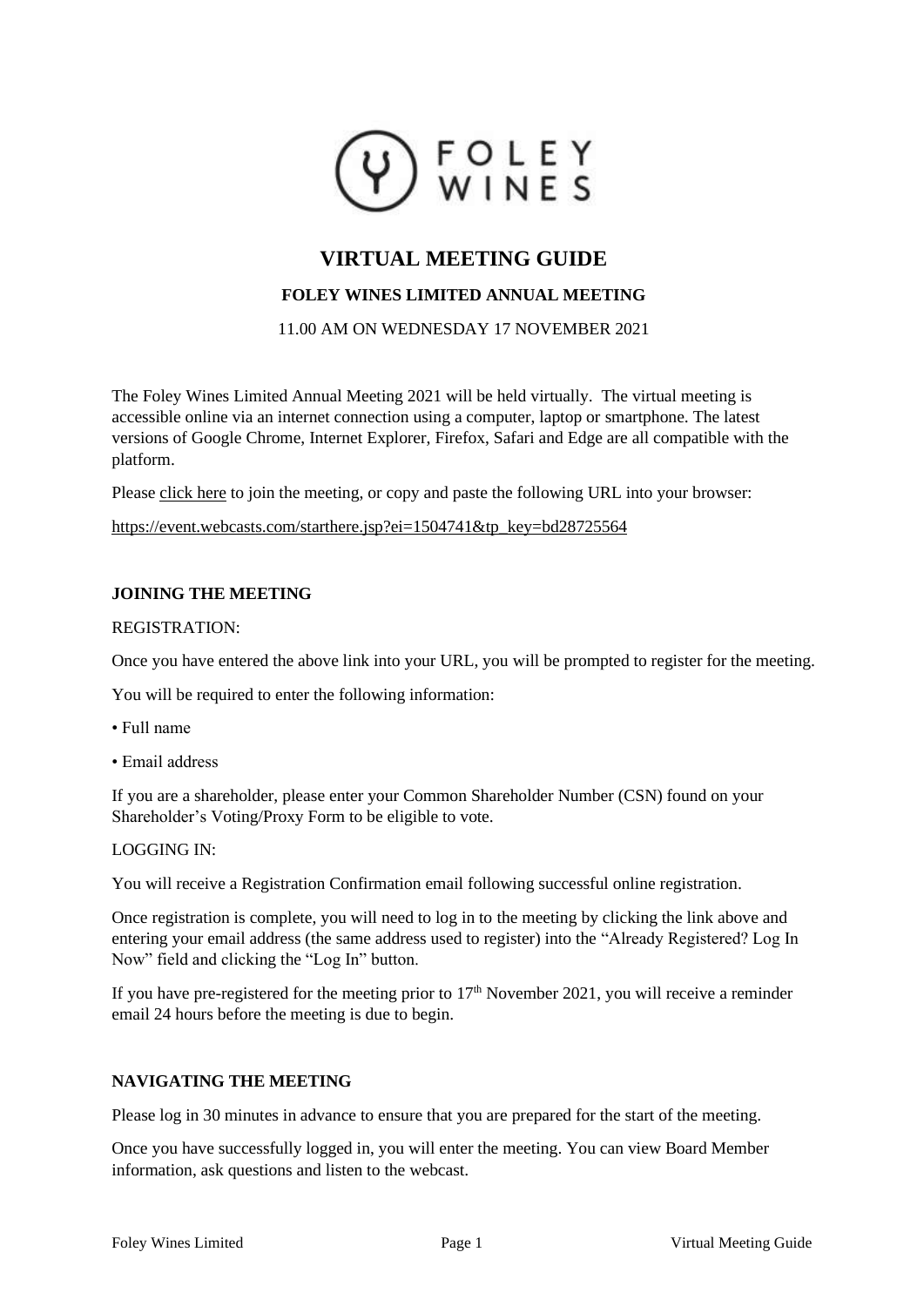FOLEY WINES

# VIRTUAL MEETING GUIDE

## FOLEY WINES LIMITED ANNUAL MEETING

11.00 AM ON WEDNESDAY 17 NOVEMBER 2021

The Foley Wines Limited Annual Meeting 2021 will be held virtually. The virtual meeting is accessible online via an internet connection using a computer, laptop or smartphone. The latest versions of Google Chrome, Internet Explorer, Firefox, Safari and Edge are all compatible with the platform.

Please click here to join the meeting, or copy and paste the following URL into your browser:

https://event.webcasts.com/starthere.jsp?ei=1504741&tp_key=bd28725564

### JOINING THE MEETING

REGISTRATION:

Once you have entered the above link into your URL, you will be prompted to register for the meeting.

You will be required to enter the following information:

- Full name
- Email address

If you are a shareholder, please enter your Common Shareholder Number (CSN) found on your Shareholder's Voting/Proxy Form to be eligible to vote.

LOGGING IN:

You will receive a Registration Confirmation email following successful online registration.

Once registration is complete, you will need to log in to the meeting by clicking the link above and entering your email address (the same address used to register) into the "Already Registered? Log In Now" field and clicking the "Log In" button.

If you have pre-registered for the meeting prior to 17th November 2021, you will receive a reminder email 24 hours before the meeting is due to begin.

### NAVIGATING THE MEETING

Please log in 30 minutes in advance to ensure that you are prepared for the start of the meeting.

Once you have successfully logged in, you will enter the meeting. You can view Board Member information, ask questions and listen to the webcast.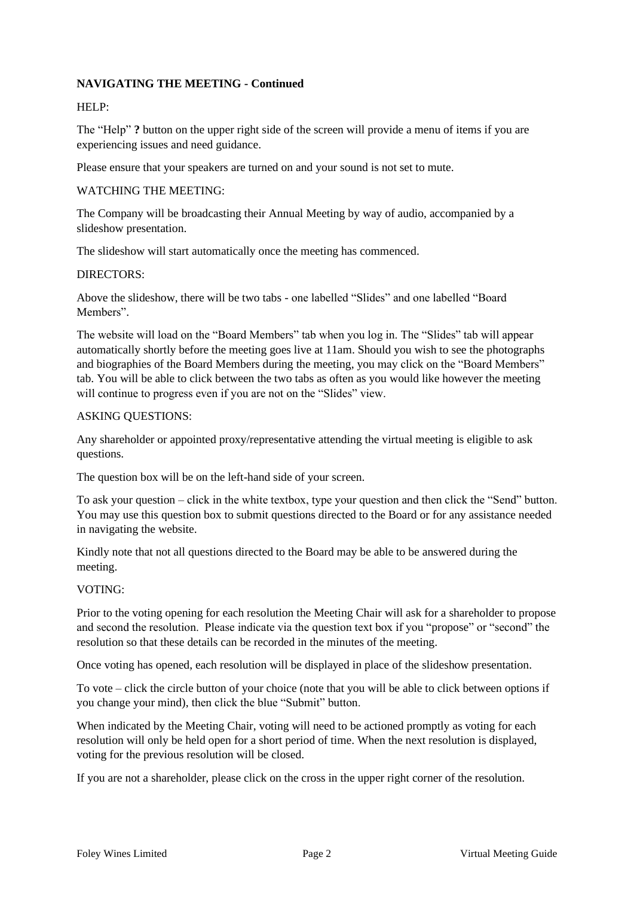## NAVIGATING THE MEETING - Continued

HELP:

The "Help" **?** button on the upper right side of the screen will provide a menu of items if you are experiencing issues and need guidance.

Please ensure that your speakers are turned on and your sound is not set to mute.

WATCHING THE MEETING:

The Company will be broadcasting their Annual Meeting by way of audio, accompanied by a slideshow presentation.

The slideshow will start automatically once the meeting has commenced.

DIRECTORS:

Above the slideshow, there will be two tabs - one labelled "Slides" and one labelled "Board Members".

The website will load on the "Board Members" tab when you log in. The "Slides" tab will appear automatically shortly before the meeting goes live at 11am. Should you wish to see the photographs and biographies of the Board Members during the meeting, you may click on the "Board Members" tab. You will be able to click between the two tabs as often as you would like however the meeting will continue to progress even if you are not on the "Slides" view.

ASKING QUESTIONS:

Any shareholder or appointed proxy/representative attending the virtual meeting is eligible to ask questions.

The question box will be on the left-hand side of your screen.

To ask your question – click in the white textbox, type your question and then click the "Send" button. You may use this question box to submit questions directed to the Board or for any assistance needed in navigating the website.

Kindly note that not all questions directed to the Board may be able to be answered during the meeting.

VOTING:

Prior to the voting opening for each resolution the Meeting Chair will ask for a shareholder to propose and second the resolution. Please indicate via the question text box if you "propose" or "second" the resolution so that these details can be recorded in the minutes of the meeting.

Once voting has opened, each resolution will be displayed in place of the slideshow presentation.

To vote – click the circle button of your choice (note that you will be able to click between options if you change your mind), then click the blue "Submit" button.

When indicated by the Meeting Chair, voting will need to be actioned promptly as voting for each resolution will only be held open for a short period of time. When the next resolution is displayed, voting for the previous resolution will be closed.

If you are not a shareholder, please click on the cross in the upper right corner of the resolution.